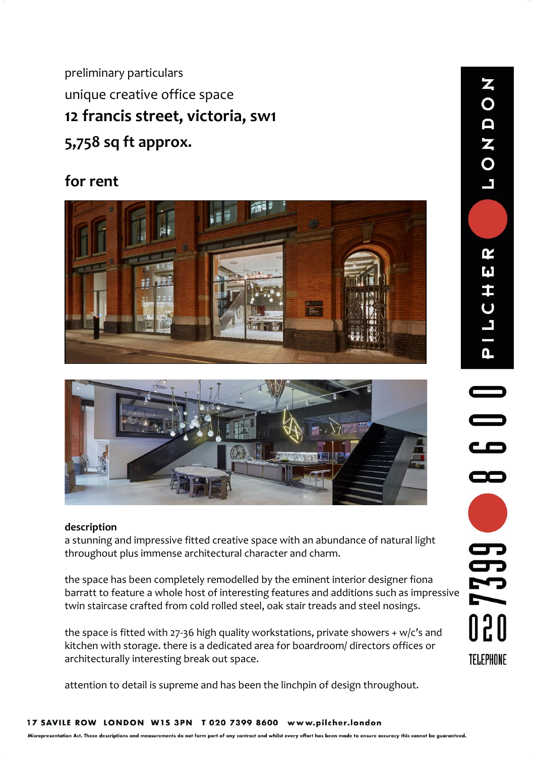preliminary particulars

unique creative office space

## 12 francis street, victoria, sw1

## 5,758 sq ft approx.

## for rent

PILCHER LONDON

020 7399 8600 TELEPHONE

**description**

a stunning and impressive fitted creative space with an abundance of natural light throughout plus immense architectural character and charm.

the space has been completely remodelled by the eminent interior designer fiona barratt to feature a whole host of interesting features and additions such as impressive twin staircase crafted from cold rolled steel, oak stair treads and steel nosings.

the space is fitted with 27-36 high quality workstations, private showers + w/c's and kitchen with storage. there is a dedicated area for boardroom/ directors offices or architecturally interesting break out space.

attention to detail is supreme and has been the linchpin of design throughout.

**17 SAVILE ROW LONDON W1S 3PN T 020 7399 8600 www.pilcher.london**

Misrepresentation Act. These descriptions and measurements do not form part of any contract and whilst every effort has been made to ensure accuracy this cannot be guaranteed.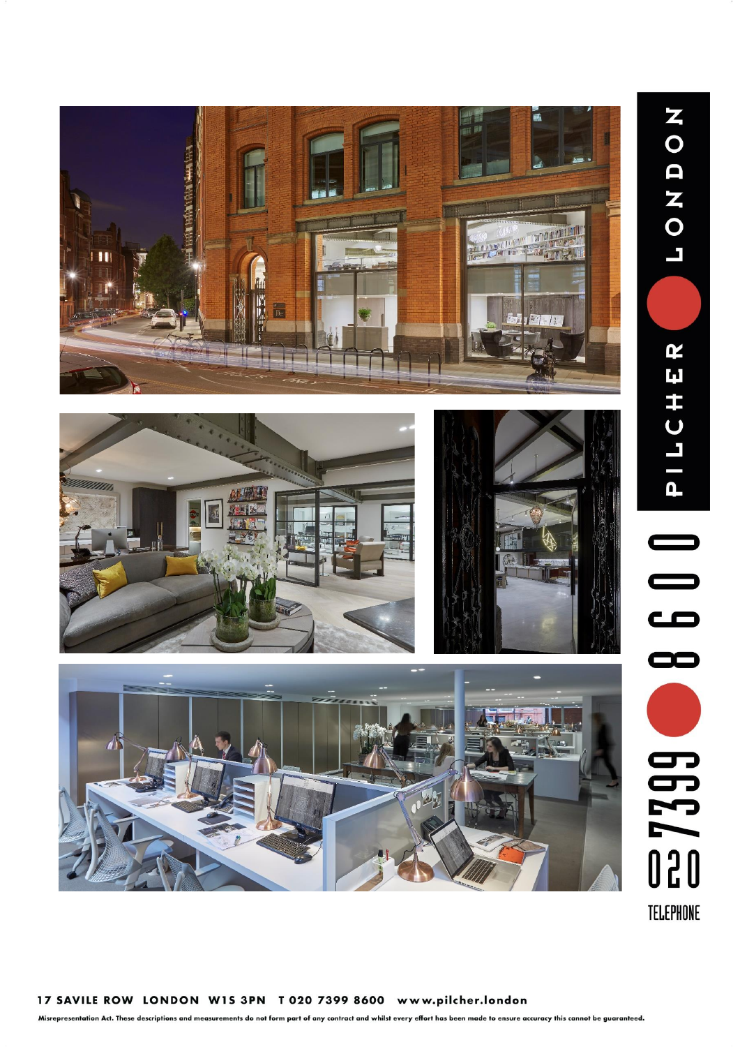PILCHER LONDON

020 7399 8600

TELEPHONE

**17 SAVILE ROW LONDON W1S 3PN T 020 7399 8600 www.pilcher.london**

**Misrepresentation Act. These descriptions and measurements do not form part of any contract and whilst every effort has been made to ensure accuracy this cannot be guaranteed.**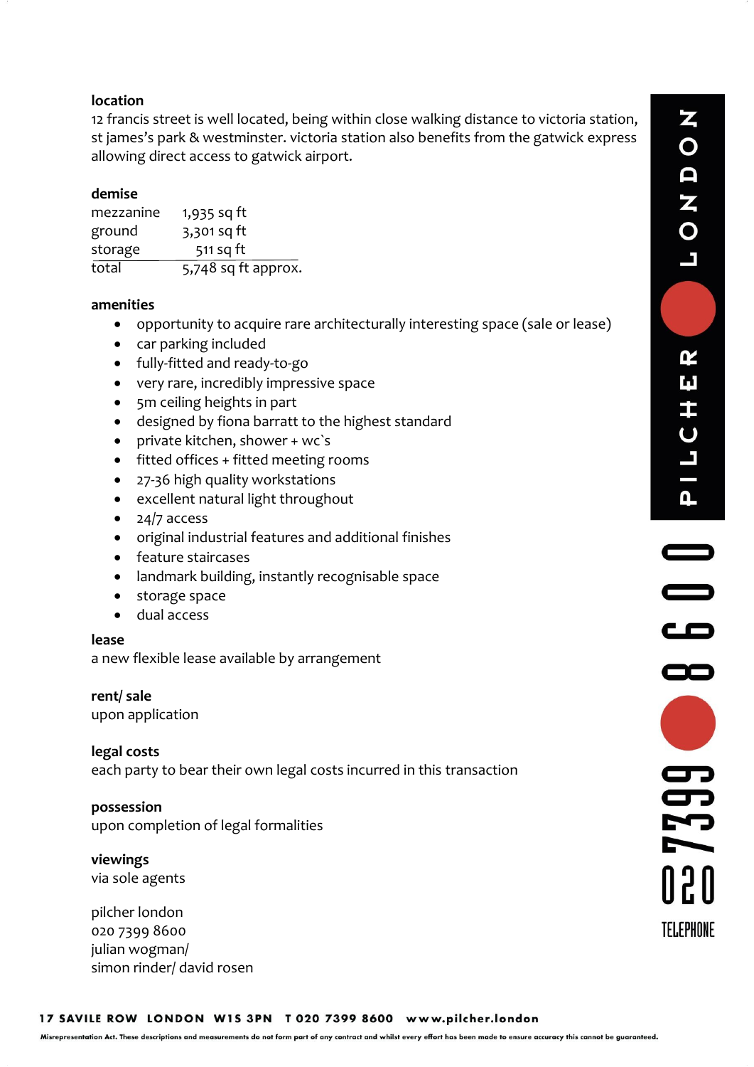## location

12 francis street is well located, being within close walking distance to victoria station, st james's park & westminster. victoria station also benefits from the gatwick express allowing direct access to gatwick airport.

## demise

| | |
|---|---|
| mezzanine | 1,935 sq ft |
| ground | 3,301 sq ft |
| storage | 511 sq ft |
| total | 5,748 sq ft approx. |

## amenities

- opportunity to acquire rare architecturally interesting space (sale or lease)
- car parking included
- fully-fitted and ready-to-go
- very rare, incredibly impressive space
- 5m ceiling heights in part
- designed by fiona barratt to the highest standard
- private kitchen, shower + wc`s
- fitted offices + fitted meeting rooms
- 27-36 high quality workstations
- excellent natural light throughout
- 24/7 access
- original industrial features and additional finishes
- feature staircases
- landmark building, instantly recognisable space
- storage space
- dual access

## lease

a new flexible lease available by arrangement

## rent/ sale

upon application

## legal costs

each party to bear their own legal costs incurred in this transaction

## possession

upon completion of legal formalities

## viewings

via sole agents

pilcher london
020 7399 8600
julian wogman/
simon rinder/ david rosen

PILCHER LONDON

TELEPHONE 020 7399 8600

17 SAVILE ROW LONDON W1S 3PN T 020 7399 8600 www.pilcher.london

Misrepresentation Act. These descriptions and measurements do not form part of any contract and whilst every effort has been made to ensure accuracy this cannot be guaranteed.